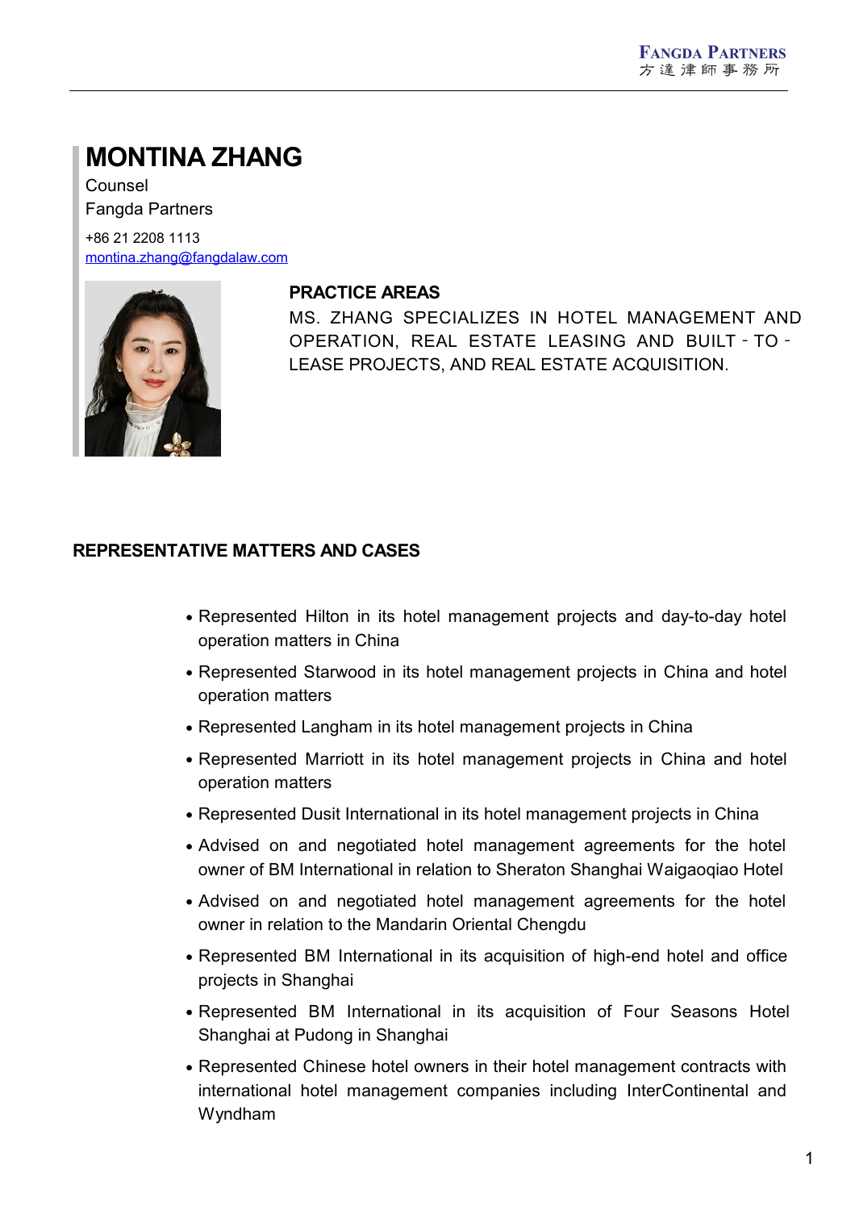# MONTINA ZHANG

Counsel
Fangda Partners

+86 21 2208 1113
[montina.zhang@fangdalaw.com](mailto:montina.zhang@fangdalaw.com)

## PRACTICE AREAS

MS. ZHANG SPECIALIZES IN HOTEL MANAGEMENT AND OPERATION, REAL ESTATE LEASING AND BUILT-TO-LEASE PROJECTS, AND REAL ESTATE ACQUISITION.

## REPRESENTATIVE MATTERS AND CASES

- Represented Hilton in its hotel management projects and day-to-day hotel operation matters in China
- Represented Starwood in its hotel management projects in China and hotel operation matters
- Represented Langham in its hotel management projects in China
- Represented Marriott in its hotel management projects in China and hotel operation matters
- Represented Dusit International in its hotel management projects in China
- Advised on and negotiated hotel management agreements for the hotel owner of BM International in relation to Sheraton Shanghai Waigaoqiao Hotel
- Advised on and negotiated hotel management agreements for the hotel owner in relation to the Mandarin Oriental Chengdu
- Represented BM International in its acquisition of high-end hotel and office projects in Shanghai
- Represented BM International in its acquisition of Four Seasons Hotel Shanghai at Pudong in Shanghai
- Represented Chinese hotel owners in their hotel management contracts with international hotel management companies including InterContinental and Wyndham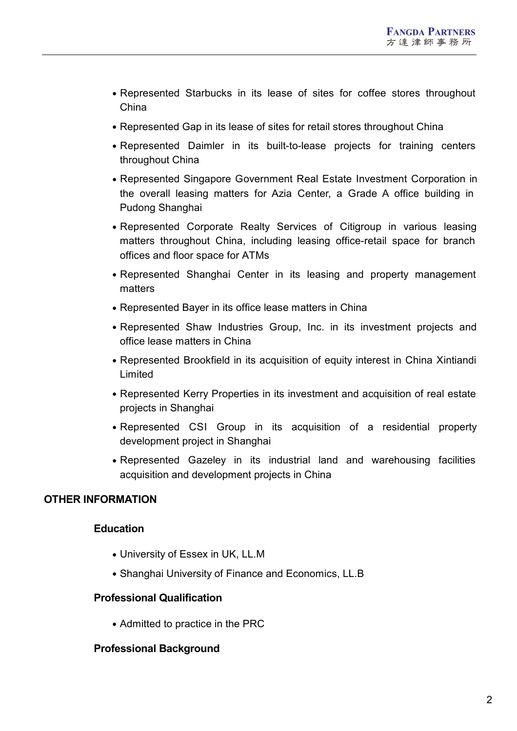- Represented Starbucks in its lease of sites for coffee stores throughout China
- Represented Gap in its lease of sites for retail stores throughout China
- Represented Daimler in its built-to-lease projects for training centers throughout China
- Represented Singapore Government Real Estate Investment Corporation in the overall leasing matters for Azia Center, a Grade A office building in Pudong Shanghai
- Represented Corporate Realty Services of Citigroup in various leasing matters throughout China, including leasing office-retail space for branch offices and floor space for ATMs
- Represented Shanghai Center in its leasing and property management matters
- Represented Bayer in its office lease matters in China
- Represented Shaw Industries Group, Inc. in its investment projects and office lease matters in China
- Represented Brookfield in its acquisition of equity interest in China Xintiandi Limited
- Represented Kerry Properties in its investment and acquisition of real estate projects in Shanghai
- Represented CSI Group in its acquisition of a residential property development project in Shanghai
- Represented Gazeley in its industrial land and warehousing facilities acquisition and development projects in China

## OTHER INFORMATION

### Education

- University of Essex in UK, LL.M
- Shanghai University of Finance and Economics, LL.B

### Professional Qualification

- Admitted to practice in the PRC

### Professional Background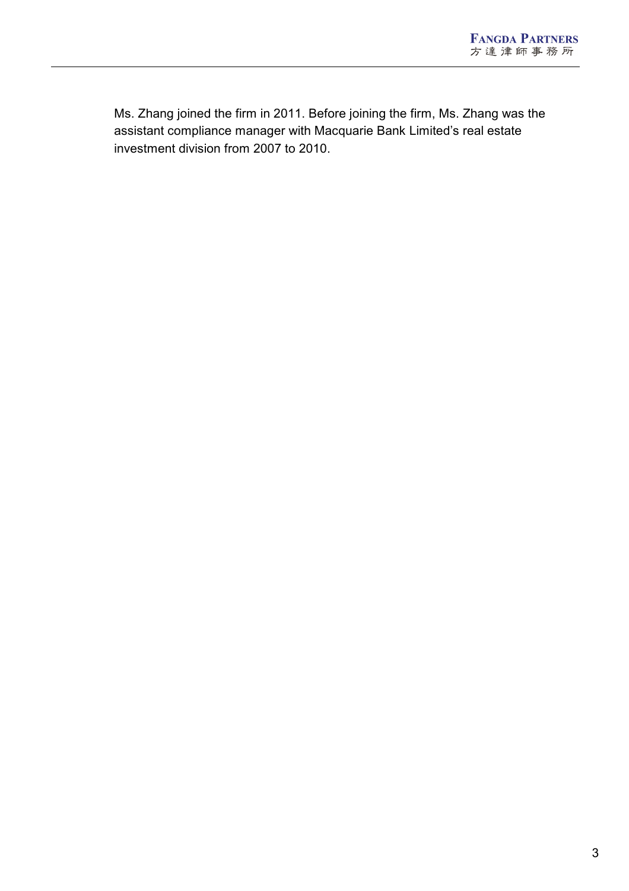Ms. Zhang joined the firm in 2011. Before joining the firm, Ms. Zhang was the assistant compliance manager with Macquarie Bank Limited's real estate investment division from 2007 to 2010.